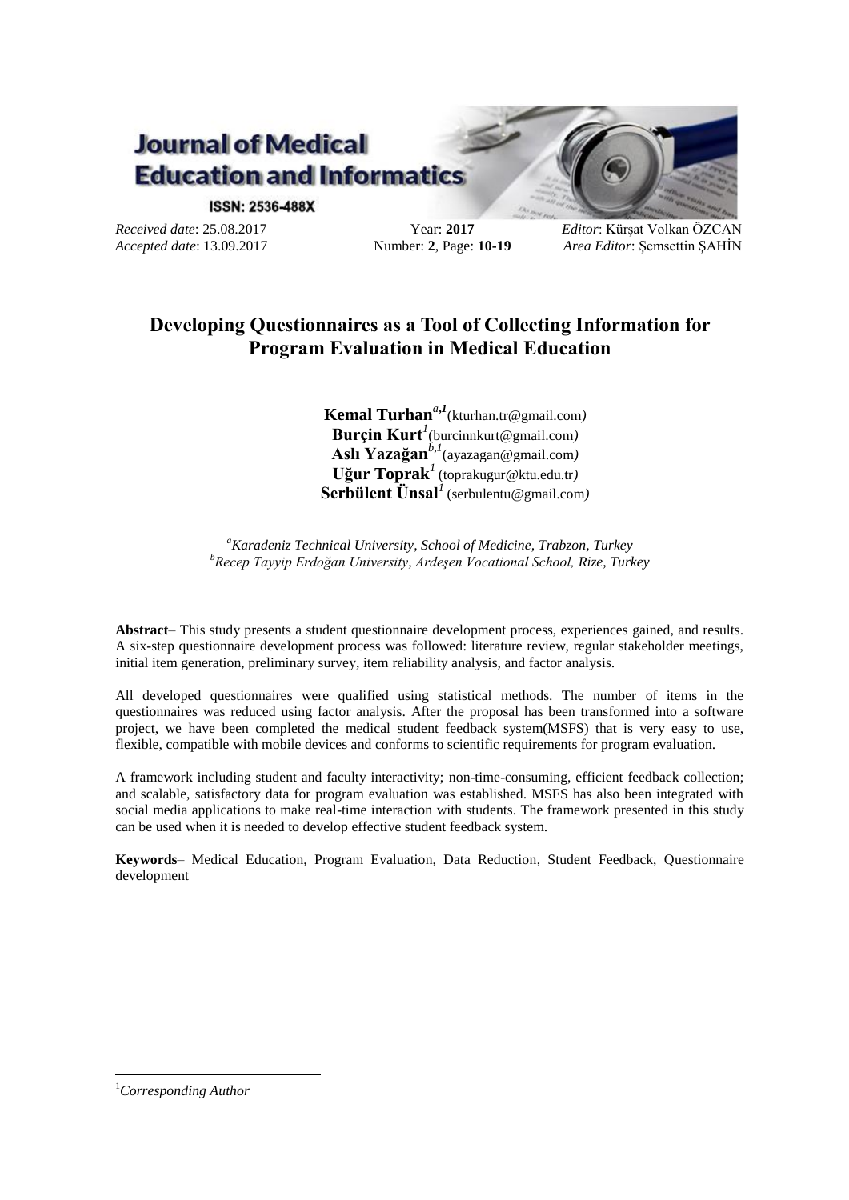**Journal of Medical Education and Informatics**

**ISSN: 2536-488X**

*Received date*: 25.08.2017 | Year: **2017** | *Editor*: Kürşat Volkan ÖZCAN

*Accepted date*: 13.09.2017 | Number: **2**, Page: **10-19** | *Area Editor*: Şemsettin ŞAHİN

# Developing Questionnaires as a Tool of Collecting Information for Program Evaluation in Medical Education

**Kemal Turhan**[a,1](kturhan.tr@gmail.com)

**Burçin Kurt**[1](burcinnkurt@gmail.com)

**Aslı Yazağan**[b,1](ayazagan@gmail.com)

**Uğur Toprak**[1] (toprakugur@ktu.edu.tr)

**Serbülent Ünsal**[1] (serbulentu@gmail.com)

[a]*Karadeniz Technical University, School of Medicine, Trabzon, Turkey*

[b]*Recep Tayyip Erdoğan University, Ardeşen Vocational School, Rize, Turkey*

**Abstract**– This study presents a student questionnaire development process, experiences gained, and results. A six-step questionnaire development process was followed: literature review, regular stakeholder meetings, initial item generation, preliminary survey, item reliability analysis, and factor analysis.

All developed questionnaires were qualified using statistical methods. The number of items in the questionnaires was reduced using factor analysis. After the proposal has been transformed into a software project, we have been completed the medical student feedback system(MSFS) that is very easy to use, flexible, compatible with mobile devices and conforms to scientific requirements for program evaluation.

A framework including student and faculty interactivity; non-time-consuming, efficient feedback collection; and scalable, satisfactory data for program evaluation was established. MSFS has also been integrated with social media applications to make real-time interaction with students. The framework presented in this study can be used when it is needed to develop effective student feedback system.

**Keywords**– Medical Education, Program Evaluation, Data Reduction, Student Feedback, Questionnaire development

[1]*Corresponding Author*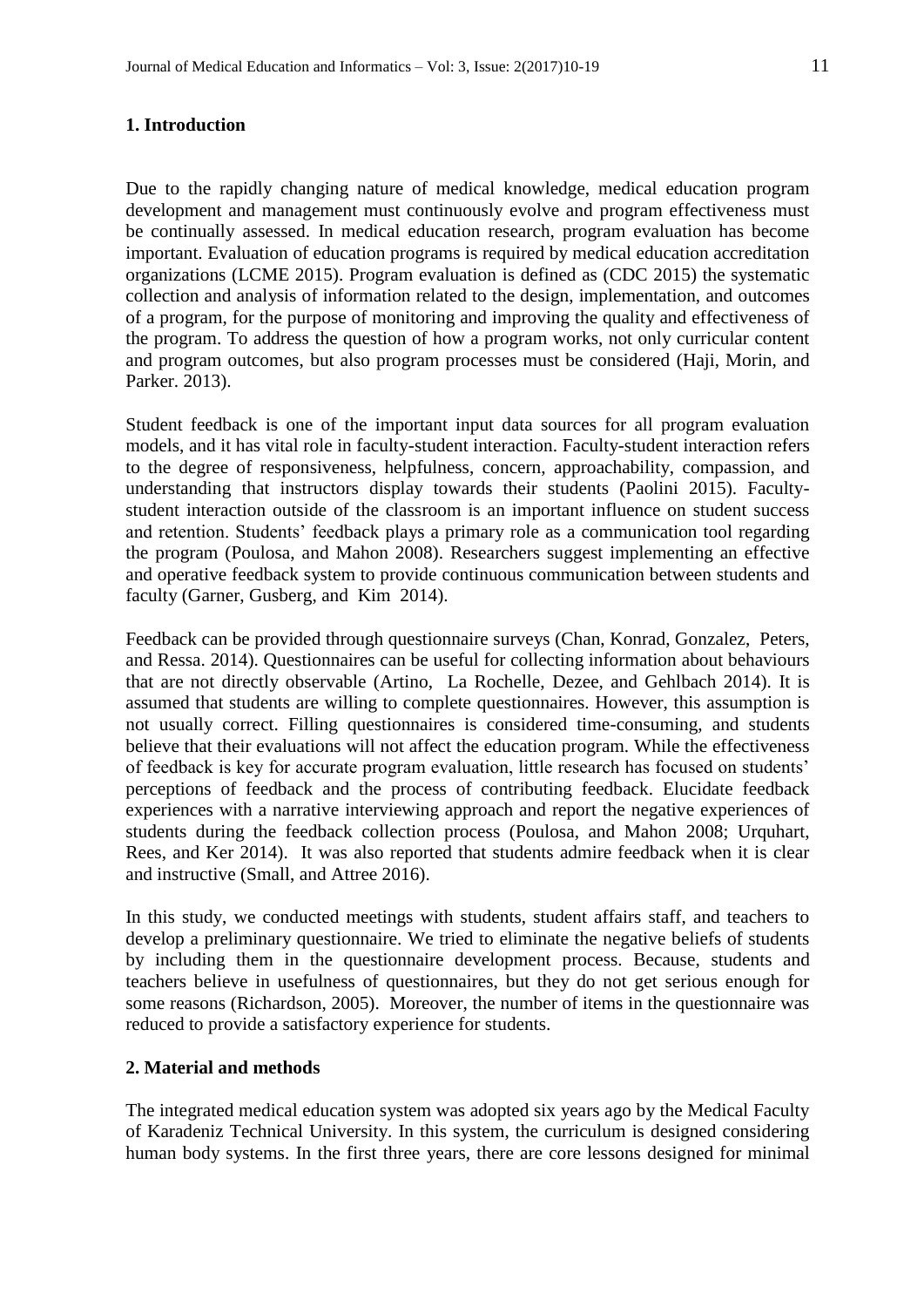## 1. Introduction

Due to the rapidly changing nature of medical knowledge, medical education program development and management must continuously evolve and program effectiveness must be continually assessed. In medical education research, program evaluation has become important. Evaluation of education programs is required by medical education accreditation organizations (LCME 2015). Program evaluation is defined as (CDC 2015) the systematic collection and analysis of information related to the design, implementation, and outcomes of a program, for the purpose of monitoring and improving the quality and effectiveness of the program. To address the question of how a program works, not only curricular content and program outcomes, but also program processes must be considered (Haji, Morin, and Parker. 2013).

Student feedback is one of the important input data sources for all program evaluation models, and it has vital role in faculty-student interaction. Faculty-student interaction refers to the degree of responsiveness, helpfulness, concern, approachability, compassion, and understanding that instructors display towards their students (Paolini 2015). Faculty-student interaction outside of the classroom is an important influence on student success and retention. Students' feedback plays a primary role as a communication tool regarding the program (Poulosa, and Mahon 2008). Researchers suggest implementing an effective and operative feedback system to provide continuous communication between students and faculty (Garner, Gusberg, and Kim 2014).

Feedback can be provided through questionnaire surveys (Chan, Konrad, Gonzalez, Peters, and Ressa. 2014). Questionnaires can be useful for collecting information about behaviours that are not directly observable (Artino, La Rochelle, Dezee, and Gehlbach 2014). It is assumed that students are willing to complete questionnaires. However, this assumption is not usually correct. Filling questionnaires is considered time-consuming, and students believe that their evaluations will not affect the education program. While the effectiveness of feedback is key for accurate program evaluation, little research has focused on students' perceptions of feedback and the process of contributing feedback. Elucidate feedback experiences with a narrative interviewing approach and report the negative experiences of students during the feedback collection process (Poulosa, and Mahon 2008; Urquhart, Rees, and Ker 2014). It was also reported that students admire feedback when it is clear and instructive (Small, and Attree 2016).

In this study, we conducted meetings with students, student affairs staff, and teachers to develop a preliminary questionnaire. We tried to eliminate the negative beliefs of students by including them in the questionnaire development process. Because, students and teachers believe in usefulness of questionnaires, but they do not get serious enough for some reasons (Richardson, 2005). Moreover, the number of items in the questionnaire was reduced to provide a satisfactory experience for students.

## 2. Material and methods

The integrated medical education system was adopted six years ago by the Medical Faculty of Karadeniz Technical University. In this system, the curriculum is designed considering human body systems. In the first three years, there are core lessons designed for minimal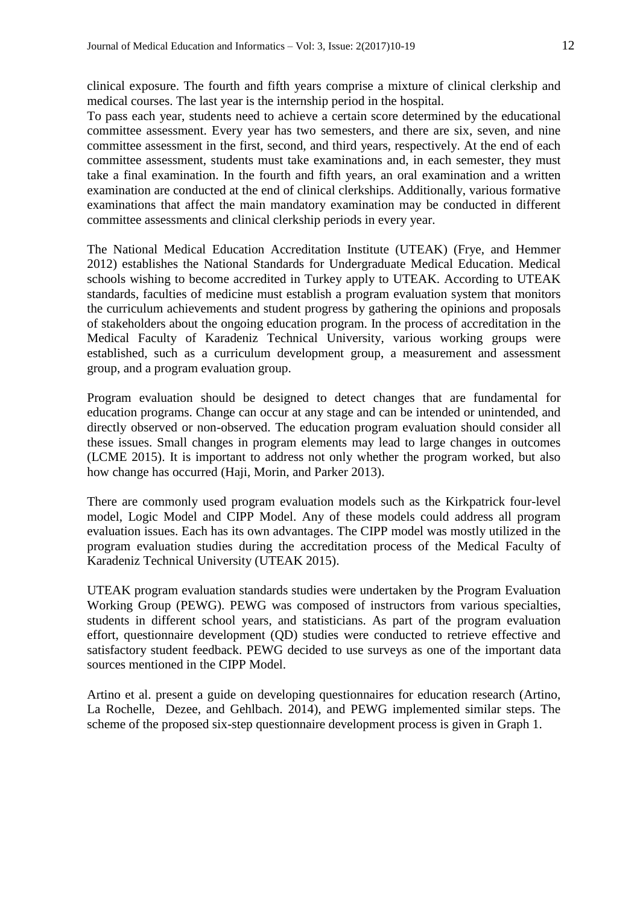clinical exposure. The fourth and fifth years comprise a mixture of clinical clerkship and medical courses. The last year is the internship period in the hospital.
To pass each year, students need to achieve a certain score determined by the educational committee assessment. Every year has two semesters, and there are six, seven, and nine committee assessment in the first, second, and third years, respectively. At the end of each committee assessment, students must take examinations and, in each semester, they must take a final examination. In the fourth and fifth years, an oral examination and a written examination are conducted at the end of clinical clerkships. Additionally, various formative examinations that affect the main mandatory examination may be conducted in different committee assessments and clinical clerkship periods in every year.

The National Medical Education Accreditation Institute (UTEAK) (Frye, and Hemmer 2012) establishes the National Standards for Undergraduate Medical Education. Medical schools wishing to become accredited in Turkey apply to UTEAK. According to UTEAK standards, faculties of medicine must establish a program evaluation system that monitors the curriculum achievements and student progress by gathering the opinions and proposals of stakeholders about the ongoing education program. In the process of accreditation in the Medical Faculty of Karadeniz Technical University, various working groups were established, such as a curriculum development group, a measurement and assessment group, and a program evaluation group.

Program evaluation should be designed to detect changes that are fundamental for education programs. Change can occur at any stage and can be intended or unintended, and directly observed or non-observed. The education program evaluation should consider all these issues. Small changes in program elements may lead to large changes in outcomes (LCME 2015). It is important to address not only whether the program worked, but also how change has occurred (Haji, Morin, and Parker 2013).

There are commonly used program evaluation models such as the Kirkpatrick four-level model, Logic Model and CIPP Model. Any of these models could address all program evaluation issues. Each has its own advantages. The CIPP model was mostly utilized in the program evaluation studies during the accreditation process of the Medical Faculty of Karadeniz Technical University (UTEAK 2015).

UTEAK program evaluation standards studies were undertaken by the Program Evaluation Working Group (PEWG). PEWG was composed of instructors from various specialties, students in different school years, and statisticians. As part of the program evaluation effort, questionnaire development (QD) studies were conducted to retrieve effective and satisfactory student feedback. PEWG decided to use surveys as one of the important data sources mentioned in the CIPP Model.

Artino et al. present a guide on developing questionnaires for education research (Artino, La Rochelle, Dezee, and Gehlbach. 2014), and PEWG implemented similar steps. The scheme of the proposed six-step questionnaire development process is given in Graph 1.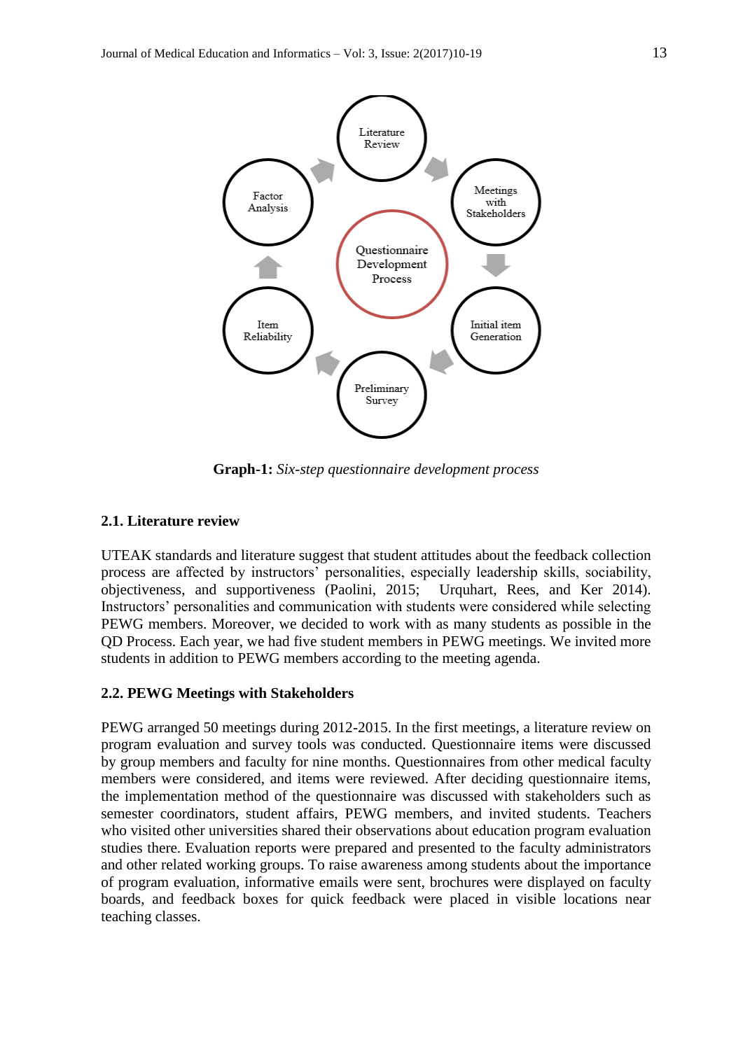**Graph-1:** *Six-step questionnaire development process*

### 2.1. Literature review

UTEAK standards and literature suggest that student attitudes about the feedback collection process are affected by instructors' personalities, especially leadership skills, sociability, objectiveness, and supportiveness (Paolini, 2015; Urquhart, Rees, and Ker 2014). Instructors' personalities and communication with students were considered while selecting PEWG members. Moreover, we decided to work with as many students as possible in the QD Process. Each year, we had five student members in PEWG meetings. We invited more students in addition to PEWG members according to the meeting agenda.

### 2.2. PEWG Meetings with Stakeholders

PEWG arranged 50 meetings during 2012-2015. In the first meetings, a literature review on program evaluation and survey tools was conducted. Questionnaire items were discussed by group members and faculty for nine months. Questionnaires from other medical faculty members were considered, and items were reviewed. After deciding questionnaire items, the implementation method of the questionnaire was discussed with stakeholders such as semester coordinators, student affairs, PEWG members, and invited students. Teachers who visited other universities shared their observations about education program evaluation studies there. Evaluation reports were prepared and presented to the faculty administrators and other related working groups. To raise awareness among students about the importance of program evaluation, informative emails were sent, brochures were displayed on faculty boards, and feedback boxes for quick feedback were placed in visible locations near teaching classes.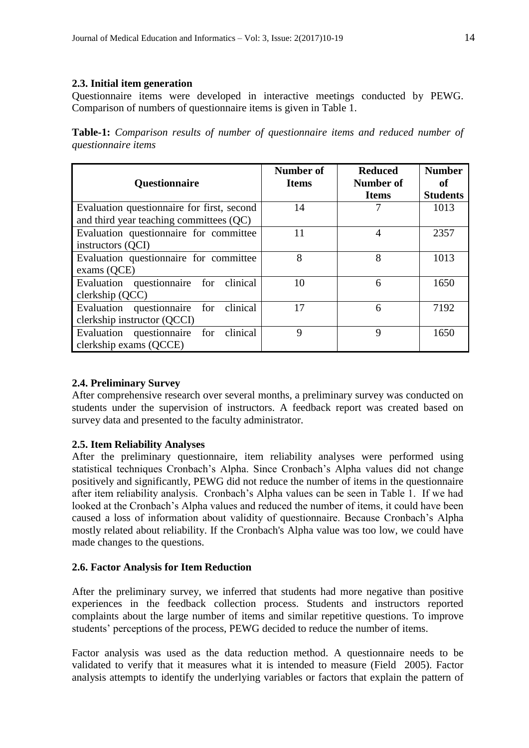### 2.3. Initial item generation

Questionnaire items were developed in interactive meetings conducted by PEWG. Comparison of numbers of questionnaire items is given in Table 1.

**Table-1:** *Comparison results of number of questionnaire items and reduced number of questionnaire items*

| Questionnaire | Number of Items | Reduced Number of Items | Number of Students |
|---|---|---|---|
| Evaluation questionnaire for first, second and third year teaching committees (QC) | 14 | 7 | 1013 |
| Evaluation questionnaire for committee instructors (QCI) | 11 | 4 | 2357 |
| Evaluation questionnaire for committee exams (QCE) | 8 | 8 | 1013 |
| Evaluation questionnaire for clinical clerkship (QCC) | 10 | 6 | 1650 |
| Evaluation questionnaire for clinical clerkship instructor (QCCI) | 17 | 6 | 7192 |
| Evaluation questionnaire for clinical clerkship exams (QCCE) | 9 | 9 | 1650 |

### 2.4. Preliminary Survey

After comprehensive research over several months, a preliminary survey was conducted on students under the supervision of instructors. A feedback report was created based on survey data and presented to the faculty administrator.

### 2.5. Item Reliability Analyses

After the preliminary questionnaire, item reliability analyses were performed using statistical techniques Cronbach's Alpha. Since Cronbach's Alpha values did not change positively and significantly, PEWG did not reduce the number of items in the questionnaire after item reliability analysis. Cronbach's Alpha values can be seen in Table 1. If we had looked at the Cronbach's Alpha values and reduced the number of items, it could have been caused a loss of information about validity of questionnaire. Because Cronbach's Alpha mostly related about reliability. If the Cronbach's Alpha value was too low, we could have made changes to the questions.

### 2.6. Factor Analysis for Item Reduction

After the preliminary survey, we inferred that students had more negative than positive experiences in the feedback collection process. Students and instructors reported complaints about the large number of items and similar repetitive questions. To improve students' perceptions of the process, PEWG decided to reduce the number of items.

Factor analysis was used as the data reduction method. A questionnaire needs to be validated to verify that it measures what it is intended to measure (Field 2005). Factor analysis attempts to identify the underlying variables or factors that explain the pattern of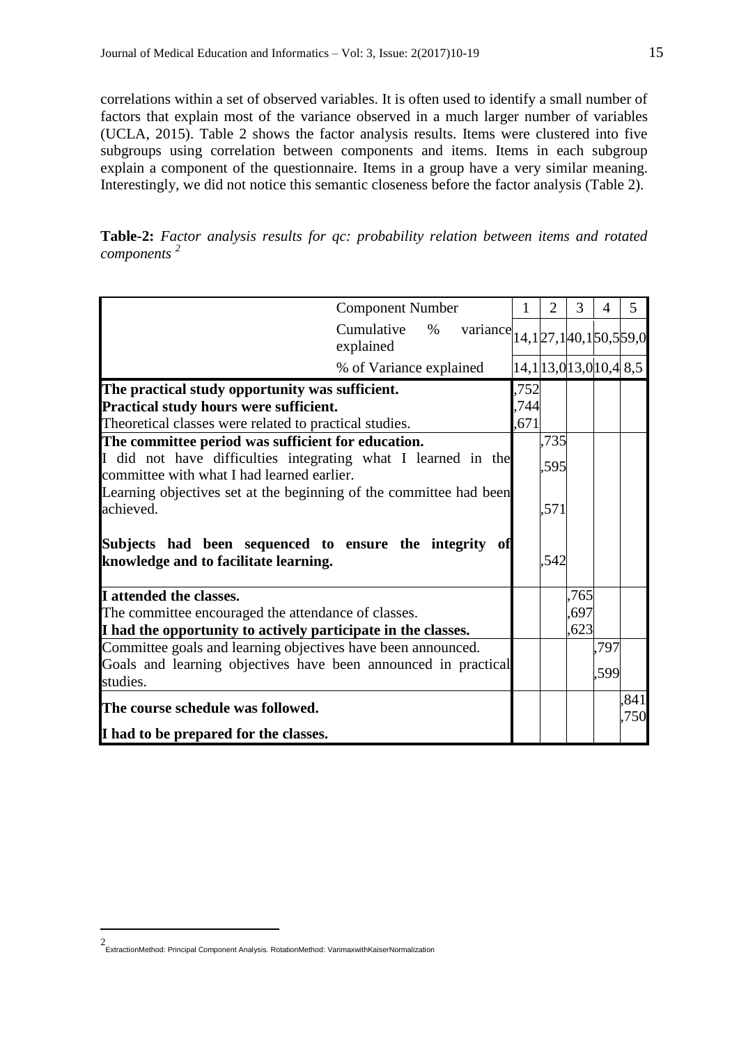correlations within a set of observed variables. It is often used to identify a small number of factors that explain most of the variance observed in a much larger number of variables (UCLA, 2015). Table 2 shows the factor analysis results. Items were clustered into five subgroups using correlation between components and items. Items in each subgroup explain a component of the questionnaire. Items in a group have a very similar meaning. Interestingly, we did not notice this semantic closeness before the factor analysis (Table 2).

**Table-2:** *Factor analysis results for qc: probability relation between items and rotated components* [2]

| Component Number | 1 | 2 | 3 | 4 | 5 |
|---|---|---|---|---|---|
| Cumulative % variance explained | 14,1 | 27,1 | 40,1 | 50,5 | 59,0 |
| % of Variance explained | 14,1 | 13,0 | 13,0 | 10,4 | 8,5 |
| **The practical study opportunity was sufficient.** | ,752 | | | | |
| **Practical study hours were sufficient.** | ,744 | | | | |
| Theoretical classes were related to practical studies. | ,671 | | | | |
| **The committee period was sufficient for education.** | | ,735 | | | |
| I did not have difficulties integrating what I learned in the committee with what I had learned earlier. | | ,595 | | | |
| Learning objectives set at the beginning of the committee had been achieved. | | ,571 | | | |
| **Subjects had been sequenced to ensure the integrity of knowledge and to facilitate learning.** | | ,542 | | | |
| **I attended the classes.** | | | ,765 | | |
| The committee encouraged the attendance of classes. | | | ,697 | | |
| **I had the opportunity to actively participate in the classes.** | | | ,623 | | |
| Committee goals and learning objectives have been announced. | | | | ,797 | |
| Goals and learning objectives have been announced in practical studies. | | | | ,599 | |
| **The course schedule was followed.** | | | | | ,841 |
| **I had to be prepared for the classes.** | | | | | ,750 |

[2] ExtractionMethod: Principal Component Analysis. RotationMethod: VarimaxwithKaiserNormalization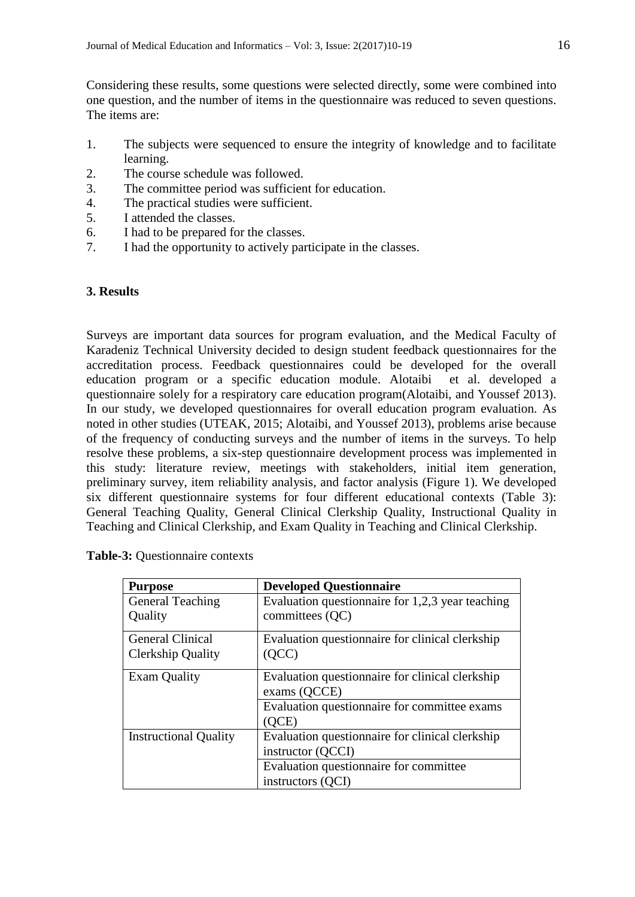Considering these results, some questions were selected directly, some were combined into one question, and the number of items in the questionnaire was reduced to seven questions. The items are:

1. The subjects were sequenced to ensure the integrity of knowledge and to facilitate learning.
2. The course schedule was followed.
3. The committee period was sufficient for education.
4. The practical studies were sufficient.
5. I attended the classes.
6. I had to be prepared for the classes.
7. I had the opportunity to actively participate in the classes.

## 3. Results

Surveys are important data sources for program evaluation, and the Medical Faculty of Karadeniz Technical University decided to design student feedback questionnaires for the accreditation process. Feedback questionnaires could be developed for the overall education program or a specific education module. Alotaibi et al. developed a questionnaire solely for a respiratory care education program(Alotaibi, and Youssef 2013). In our study, we developed questionnaires for overall education program evaluation. As noted in other studies (UTEAK, 2015; Alotaibi, and Youssef 2013), problems arise because of the frequency of conducting surveys and the number of items in the surveys. To help resolve these problems, a six-step questionnaire development process was implemented in this study: literature review, meetings with stakeholders, initial item generation, preliminary survey, item reliability analysis, and factor analysis (Figure 1). We developed six different questionnaire systems for four different educational contexts (Table 3): General Teaching Quality, General Clinical Clerkship Quality, Instructional Quality in Teaching and Clinical Clerkship, and Exam Quality in Teaching and Clinical Clerkship.

**Table-3:** Questionnaire contexts

| Purpose | Developed Questionnaire |
|---|---|
| General Teaching Quality | Evaluation questionnaire for 1,2,3 year teaching committees (QC) |
| General Clinical Clerkship Quality | Evaluation questionnaire for clinical clerkship (QCC) |
| Exam Quality | Evaluation questionnaire for clinical clerkship exams (QCCE) |
| | Evaluation questionnaire for committee exams (QCE) |
| Instructional Quality | Evaluation questionnaire for clinical clerkship instructor (QCCI) |
| | Evaluation questionnaire for committee instructors (QCI) |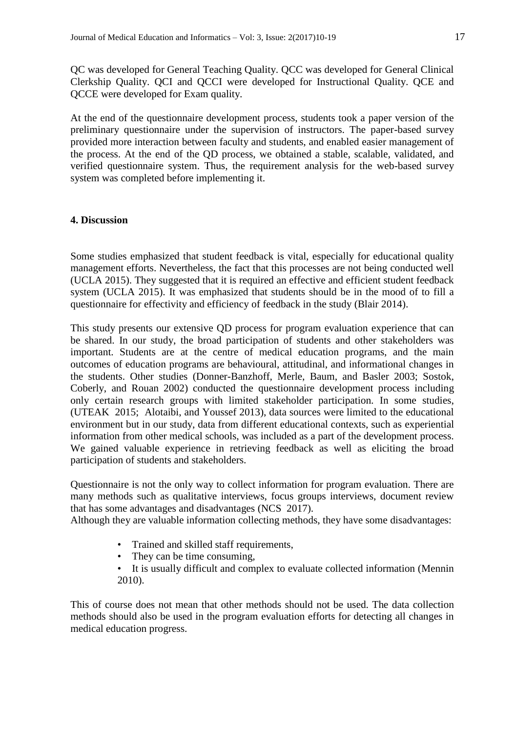QC was developed for General Teaching Quality. QCC was developed for General Clinical Clerkship Quality. QCI and QCCI were developed for Instructional Quality. QCE and QCCE were developed for Exam quality.

At the end of the questionnaire development process, students took a paper version of the preliminary questionnaire under the supervision of instructors. The paper-based survey provided more interaction between faculty and students, and enabled easier management of the process. At the end of the QD process, we obtained a stable, scalable, validated, and verified questionnaire system. Thus, the requirement analysis for the web-based survey system was completed before implementing it.

## 4. Discussion

Some studies emphasized that student feedback is vital, especially for educational quality management efforts. Nevertheless, the fact that this processes are not being conducted well (UCLA 2015). They suggested that it is required an effective and efficient student feedback system (UCLA 2015). It was emphasized that students should be in the mood of to fill a questionnaire for effectivity and efficiency of feedback in the study (Blair 2014).

This study presents our extensive QD process for program evaluation experience that can be shared. In our study, the broad participation of students and other stakeholders was important. Students are at the centre of medical education programs, and the main outcomes of education programs are behavioural, attitudinal, and informational changes in the students. Other studies (Donner-Banzhoff, Merle, Baum, and Basler 2003; Sostok, Coberly, and Rouan 2002) conducted the questionnaire development process including only certain research groups with limited stakeholder participation. In some studies, (UTEAK 2015; Alotaibi, and Youssef 2013), data sources were limited to the educational environment but in our study, data from different educational contexts, such as experiential information from other medical schools, was included as a part of the development process. We gained valuable experience in retrieving feedback as well as eliciting the broad participation of students and stakeholders.

Questionnaire is not the only way to collect information for program evaluation. There are many methods such as qualitative interviews, focus groups interviews, document review that has some advantages and disadvantages (NCS 2017).

Although they are valuable information collecting methods, they have some disadvantages:

- Trained and skilled staff requirements,
- They can be time consuming,
- It is usually difficult and complex to evaluate collected information (Mennin 2010).

This of course does not mean that other methods should not be used. The data collection methods should also be used in the program evaluation efforts for detecting all changes in medical education progress.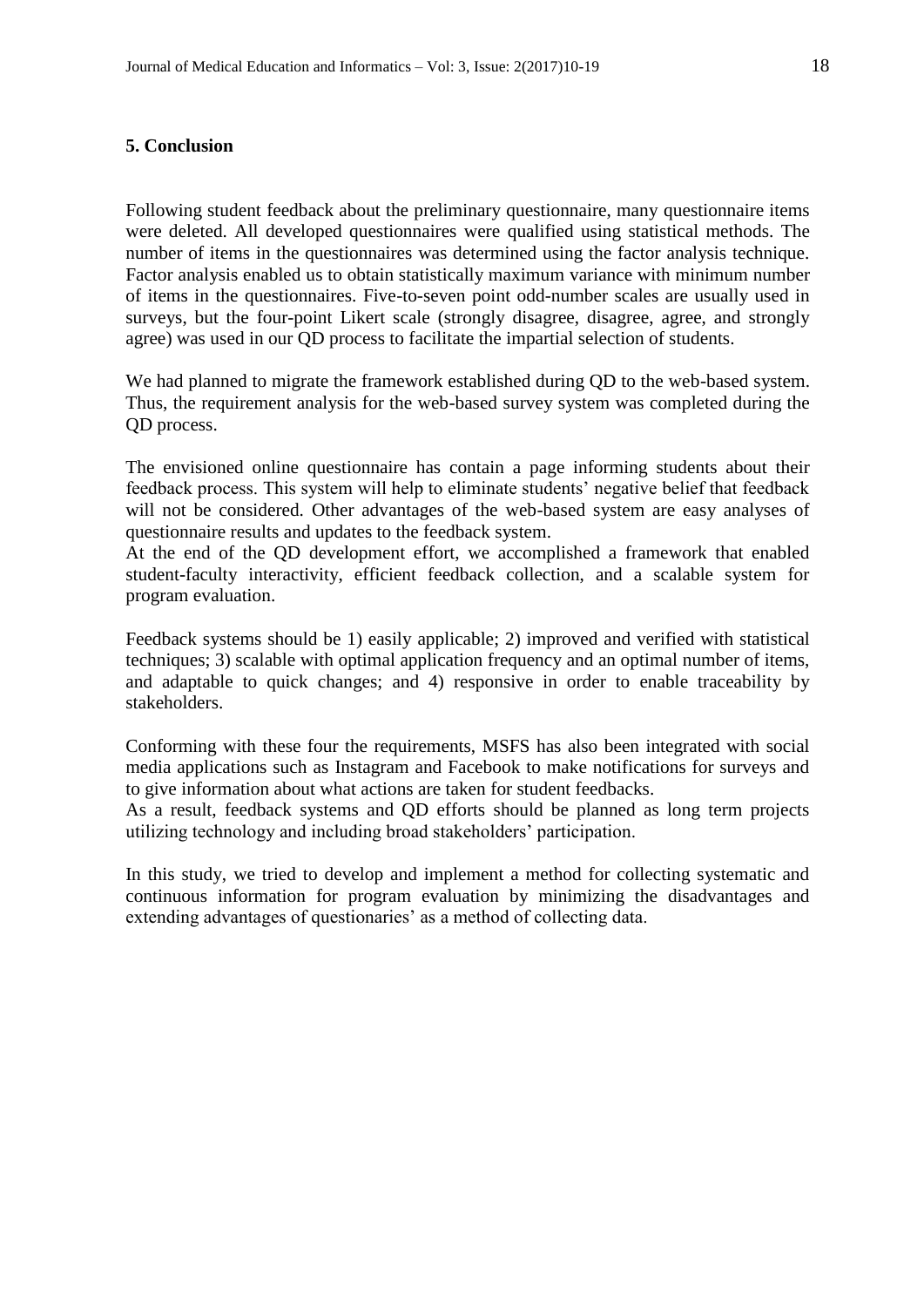## 5. Conclusion

Following student feedback about the preliminary questionnaire, many questionnaire items were deleted. All developed questionnaires were qualified using statistical methods. The number of items in the questionnaires was determined using the factor analysis technique. Factor analysis enabled us to obtain statistically maximum variance with minimum number of items in the questionnaires. Five-to-seven point odd-number scales are usually used in surveys, but the four-point Likert scale (strongly disagree, disagree, agree, and strongly agree) was used in our QD process to facilitate the impartial selection of students.

We had planned to migrate the framework established during QD to the web-based system. Thus, the requirement analysis for the web-based survey system was completed during the QD process.

The envisioned online questionnaire has contain a page informing students about their feedback process. This system will help to eliminate students' negative belief that feedback will not be considered. Other advantages of the web-based system are easy analyses of questionnaire results and updates to the feedback system.

At the end of the QD development effort, we accomplished a framework that enabled student-faculty interactivity, efficient feedback collection, and a scalable system for program evaluation.

Feedback systems should be 1) easily applicable; 2) improved and verified with statistical techniques; 3) scalable with optimal application frequency and an optimal number of items, and adaptable to quick changes; and 4) responsive in order to enable traceability by stakeholders.

Conforming with these four the requirements, MSFS has also been integrated with social media applications such as Instagram and Facebook to make notifications for surveys and to give information about what actions are taken for student feedbacks.

As a result, feedback systems and QD efforts should be planned as long term projects utilizing technology and including broad stakeholders' participation.

In this study, we tried to develop and implement a method for collecting systematic and continuous information for program evaluation by minimizing the disadvantages and extending advantages of questionaries' as a method of collecting data.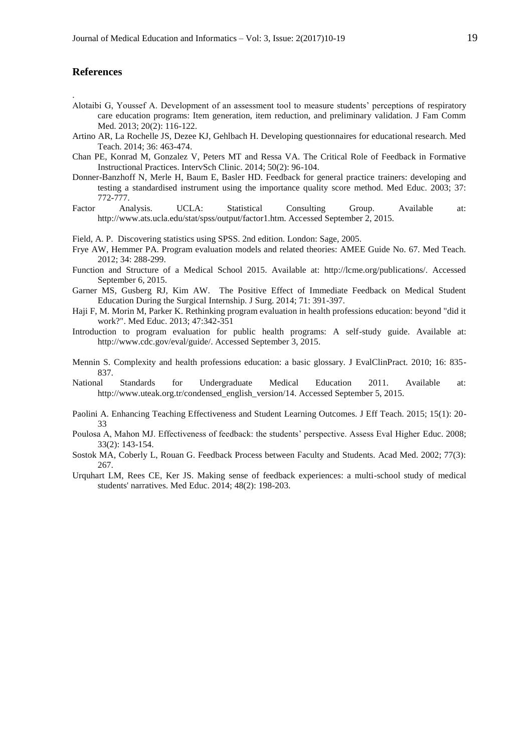## References

.

Alotaibi G, Youssef A. Development of an assessment tool to measure students' perceptions of respiratory care education programs: Item generation, item reduction, and preliminary validation. J Fam Comm Med. 2013; 20(2): 116-122.

Artino AR, La Rochelle JS, Dezee KJ, Gehlbach H. Developing questionnaires for educational research. Med Teach. 2014; 36: 463-474.

Chan PE, Konrad M, Gonzalez V, Peters MT and Ressa VA. The Critical Role of Feedback in Formative Instructional Practices. IntervSch Clinic. 2014; 50(2): 96-104.

Donner-Banzhoff N, Merle H, Baum E, Basler HD. Feedback for general practice trainers: developing and testing a standardised instrument using the importance quality score method. Med Educ. 2003; 37: 772-777.

Factor Analysis. UCLA: Statistical Consulting Group. Available at: http://www.ats.ucla.edu/stat/spss/output/factor1.htm. Accessed September 2, 2015.

Field, A. P. Discovering statistics using SPSS. 2nd edition. London: Sage, 2005.

Frye AW, Hemmer PA. Program evaluation models and related theories: AMEE Guide No. 67. Med Teach. 2012; 34: 288-299.

Function and Structure of a Medical School 2015. Available at: http://lcme.org/publications/. Accessed September 6, 2015.

Garner MS, Gusberg RJ, Kim AW. The Positive Effect of Immediate Feedback on Medical Student Education During the Surgical Internship. J Surg. 2014; 71: 391-397.

Haji F, M. Morin M, Parker K. Rethinking program evaluation in health professions education: beyond "did it work?". Med Educ. 2013; 47:342-351

Introduction to program evaluation for public health programs: A self-study guide. Available at: http://www.cdc.gov/eval/guide/. Accessed September 3, 2015.

Mennin S. Complexity and health professions education: a basic glossary. J EvalClinPract. 2010; 16: 835-837.

National Standards for Undergraduate Medical Education 2011. Available at: http://www.uteak.org.tr/condensed_english_version/14. Accessed September 5, 2015.

Paolini A. Enhancing Teaching Effectiveness and Student Learning Outcomes. J Eff Teach. 2015; 15(1): 20-33

Poulosa A, Mahon MJ. Effectiveness of feedback: the students' perspective. Assess Eval Higher Educ. 2008; 33(2): 143-154.

Sostok MA, Coberly L, Rouan G. Feedback Process between Faculty and Students. Acad Med. 2002; 77(3): 267.

Urquhart LM, Rees CE, Ker JS. Making sense of feedback experiences: a multi-school study of medical students' narratives. Med Educ. 2014; 48(2): 198-203.